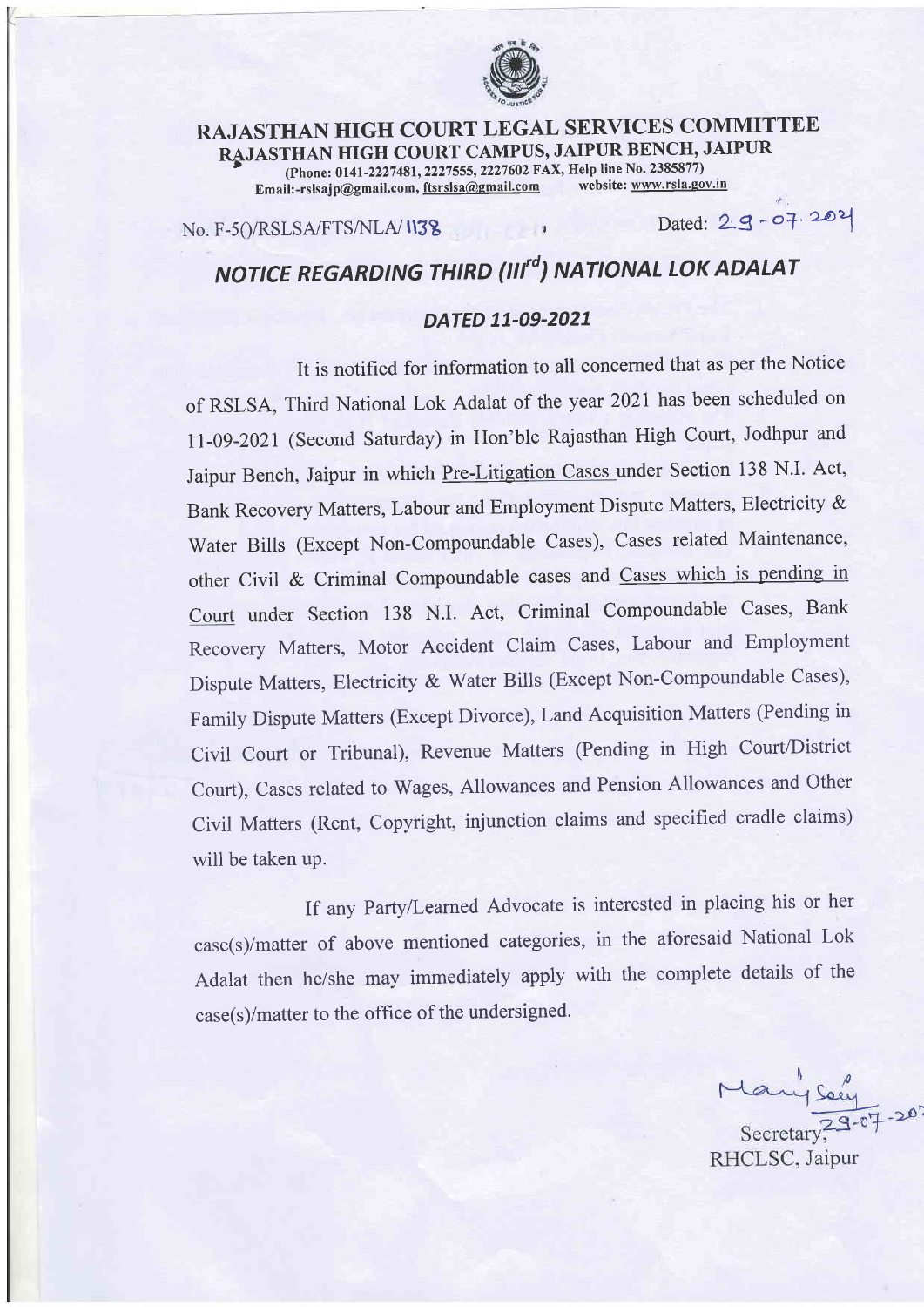# RAJASTHAN HIGH COURT LEGAL SERVICES COMMITTEE

## RAJASTHAN HIGH COURT CAMPUS, JAIPUR BENCH, JAIPUR

(Phone: 0141-2227481, 2227555, 2227602 FAX, Help line No. 2385877)
Email:-rslsajp@gmail.com, ftsrslsa@gmail.com website: www.rsla.gov.in

No. F-5()/RSLSA/FTS/NLA/1138 Dated: 29-07-2021

## *NOTICE REGARDING THIRD (III^rd) NATIONAL LOK ADALAT*

### *DATED 11-09-2021*

It is notified for information to all concerned that as per the Notice of RSLSA, Third National Lok Adalat of the year 2021 has been scheduled on 11-09-2021 (Second Saturday) in Hon'ble Rajasthan High Court, Jodhpur and Jaipur Bench, Jaipur in which Pre-Litigation Cases under Section 138 N.I. Act, Bank Recovery Matters, Labour and Employment Dispute Matters, Electricity & Water Bills (Except Non-Compoundable Cases), Cases related Maintenance, other Civil & Criminal Compoundable cases and Cases which is pending in Court under Section 138 N.I. Act, Criminal Compoundable Cases, Bank Recovery Matters, Motor Accident Claim Cases, Labour and Employment Dispute Matters, Electricity & Water Bills (Except Non-Compoundable Cases), Family Dispute Matters (Except Divorce), Land Acquisition Matters (Pending in Civil Court or Tribunal), Revenue Matters (Pending in High Court/District Court), Cases related to Wages, Allowances and Pension Allowances and Other Civil Matters (Rent, Copyright, injunction claims and specified cradle claims) will be taken up.

If any Party/Learned Advocate is interested in placing his or her case(s)/matter of above mentioned categories, in the aforesaid National Lok Adalat then he/she may immediately apply with the complete details of the case(s)/matter to the office of the undersigned.

Sd/- 29-07-2021
Secretary,
RHCLSC, Jaipur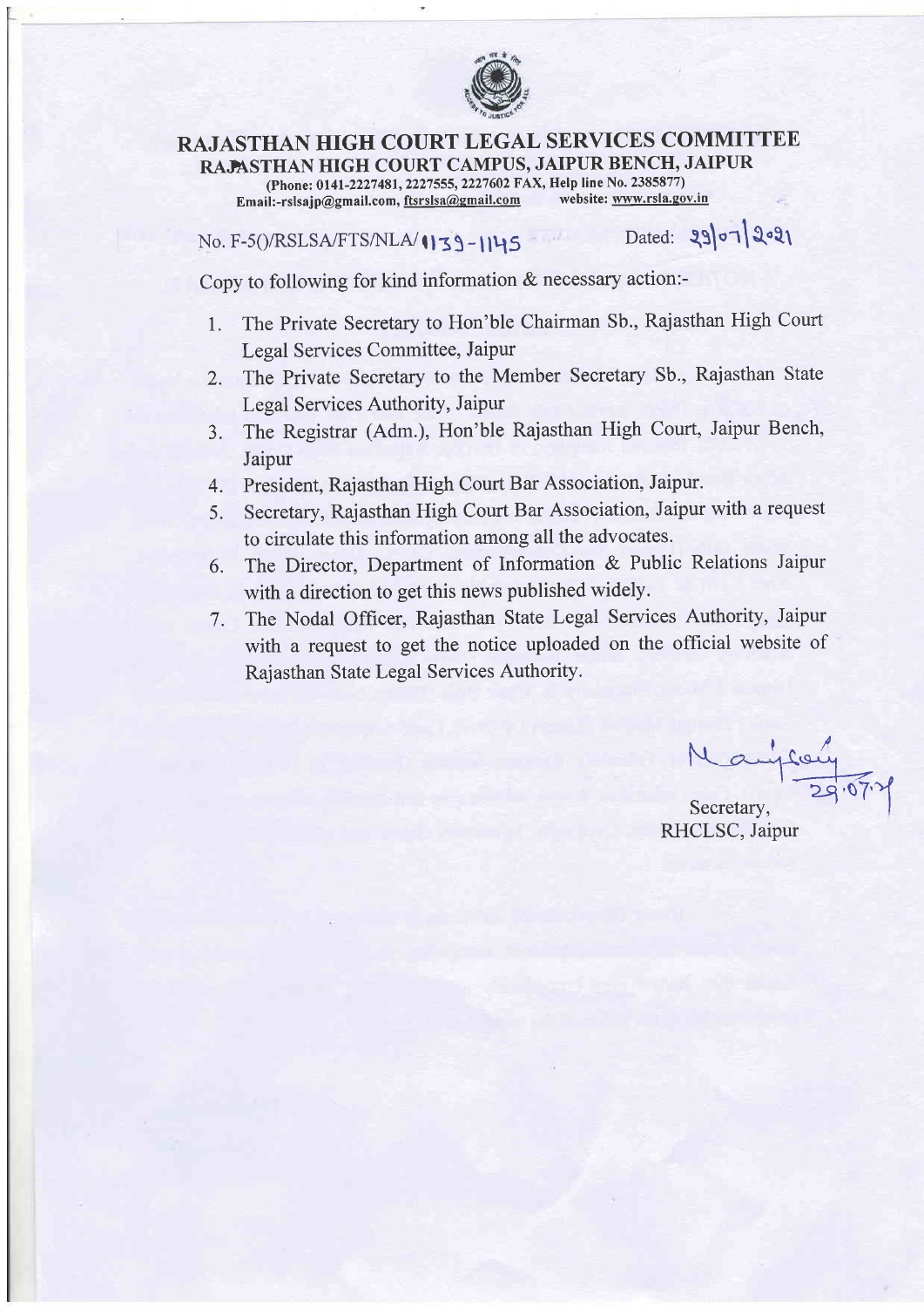# RAJASTHAN HIGH COURT LEGAL SERVICES COMMITTEE

## RAJASTHAN HIGH COURT CAMPUS, JAIPUR BENCH, JAIPUR

(Phone: 0141-2227481, 2227555, 2227602 FAX, Help line No. 2385877)
Email:-rslsajp@gmail.com, ftsrslsa@gmail.com website: www.rsla.gov.in

No. F-5()/RSLSA/FTS/NLA/1139-1145 Dated: 29/07/2021

Copy to following for kind information & necessary action:-

1. The Private Secretary to Hon'ble Chairman Sb., Rajasthan High Court Legal Services Committee, Jaipur
2. The Private Secretary to the Member Secretary Sb., Rajasthan State Legal Services Authority, Jaipur
3. The Registrar (Adm.), Hon'ble Rajasthan High Court, Jaipur Bench, Jaipur
4. President, Rajasthan High Court Bar Association, Jaipur.
5. Secretary, Rajasthan High Court Bar Association, Jaipur with a request to circulate this information among all the advocates.
6. The Director, Department of Information & Public Relations Jaipur with a direction to get this news published widely.
7. The Nodal Officer, Rajasthan State Legal Services Authority, Jaipur with a request to get the notice uploaded on the official website of Rajasthan State Legal Services Authority.

29.07.21

Secretary,
RHCLSC, Jaipur